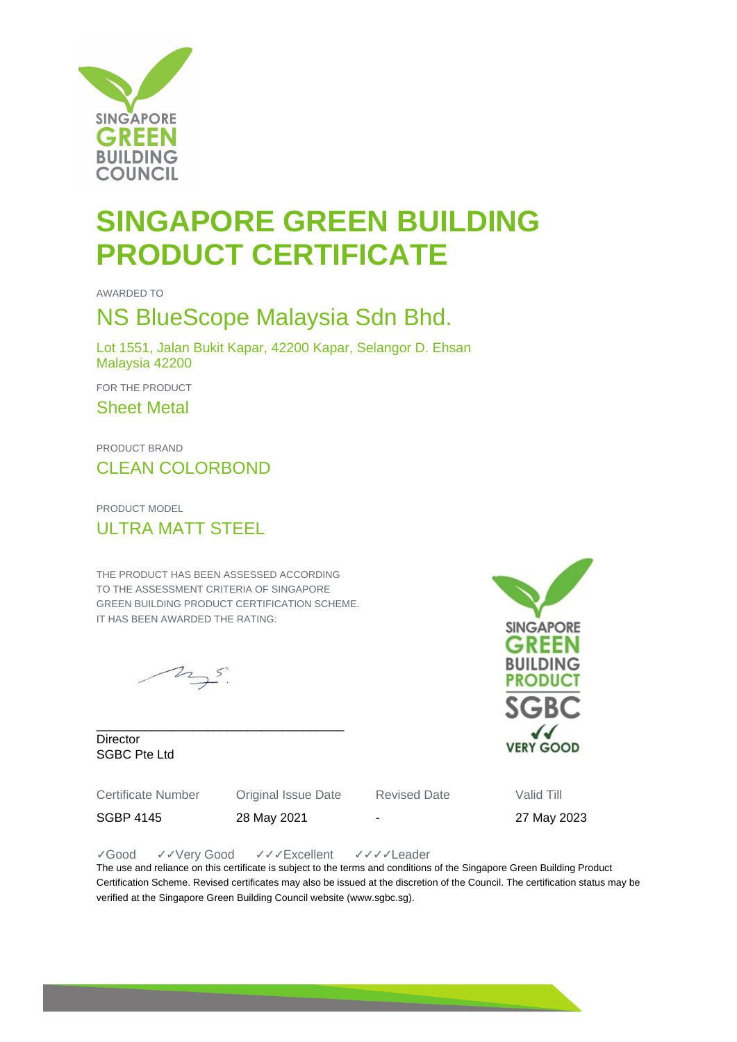# SINGAPORE GREEN BUILDING PRODUCT CERTIFICATE

AWARDED TO

## NS BlueScope Malaysia Sdn Bhd.

Lot 1551, Jalan Bukit Kapar, 42200 Kapar, Selangor D. Ehsan
Malaysia 42200

FOR THE PRODUCT

Sheet Metal

PRODUCT BRAND

CLEAN COLORBOND

PRODUCT MODEL

ULTRA MATT STEEL

THE PRODUCT HAS BEEN ASSESSED ACCORDING TO THE ASSESSMENT CRITERIA OF SINGAPORE GREEN BUILDING PRODUCT CERTIFICATION SCHEME. IT HAS BEEN AWARDED THE RATING:

SINGAPORE GREEN BUILDING PRODUCT SGBC ✓✓ VERY GOOD

Director
SGBC Pte Ltd

| Certificate Number | Original Issue Date | Revised Date | Valid Till |
| --- | --- | --- | --- |
| SGBP 4145 | 28 May 2021 | - | 27 May 2023 |

✓Good ✓✓Very Good ✓✓✓Excellent ✓✓✓✓Leader

The use and reliance on this certificate is subject to the terms and conditions of the Singapore Green Building Product Certification Scheme. Revised certificates may also be issued at the discretion of the Council. The certification status may be verified at the Singapore Green Building Council website (www.sgbc.sg).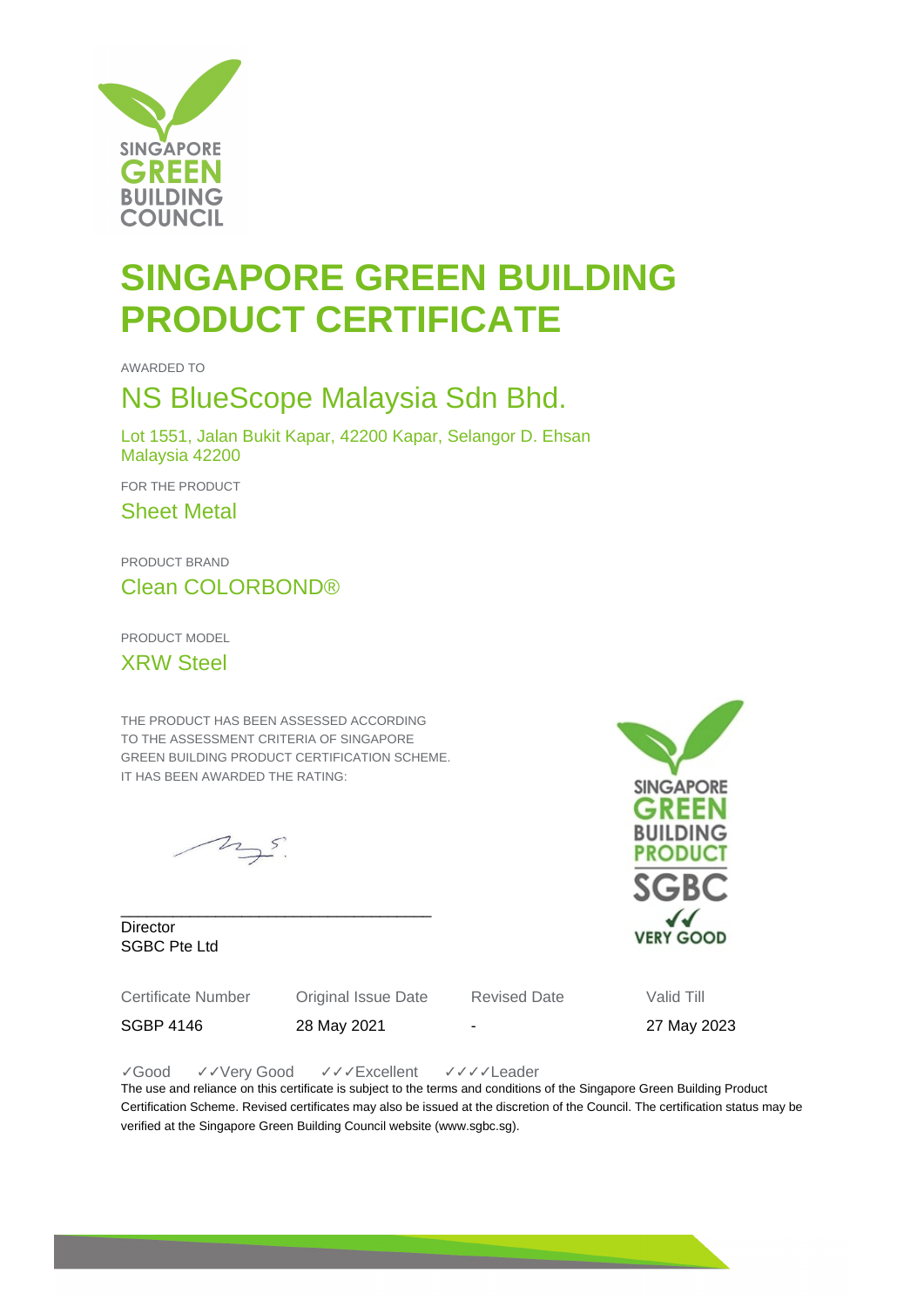# SINGAPORE GREEN BUILDING PRODUCT CERTIFICATE

AWARDED TO

## NS BlueScope Malaysia Sdn Bhd.

Lot 1551, Jalan Bukit Kapar, 42200 Kapar, Selangor D. Ehsan
Malaysia 42200

FOR THE PRODUCT

Sheet Metal

PRODUCT BRAND

Clean COLORBOND®

PRODUCT MODEL

XRW Steel

THE PRODUCT HAS BEEN ASSESSED ACCORDING TO THE ASSESSMENT CRITERIA OF SINGAPORE GREEN BUILDING PRODUCT CERTIFICATION SCHEME. IT HAS BEEN AWARDED THE RATING:

SINGAPORE GREEN BUILDING PRODUCT SGBC ✓✓ VERY GOOD

Director
SGBC Pte Ltd

| Certificate Number | Original Issue Date | Revised Date | Valid Till |
|---|---|---|---|
| SGBP 4146 | 28 May 2021 | - | 27 May 2023 |

✓Good ✓✓Very Good ✓✓✓Excellent ✓✓✓✓Leader

The use and reliance on this certificate is subject to the terms and conditions of the Singapore Green Building Product Certification Scheme. Revised certificates may also be issued at the discretion of the Council. The certification status may be verified at the Singapore Green Building Council website (www.sgbc.sg).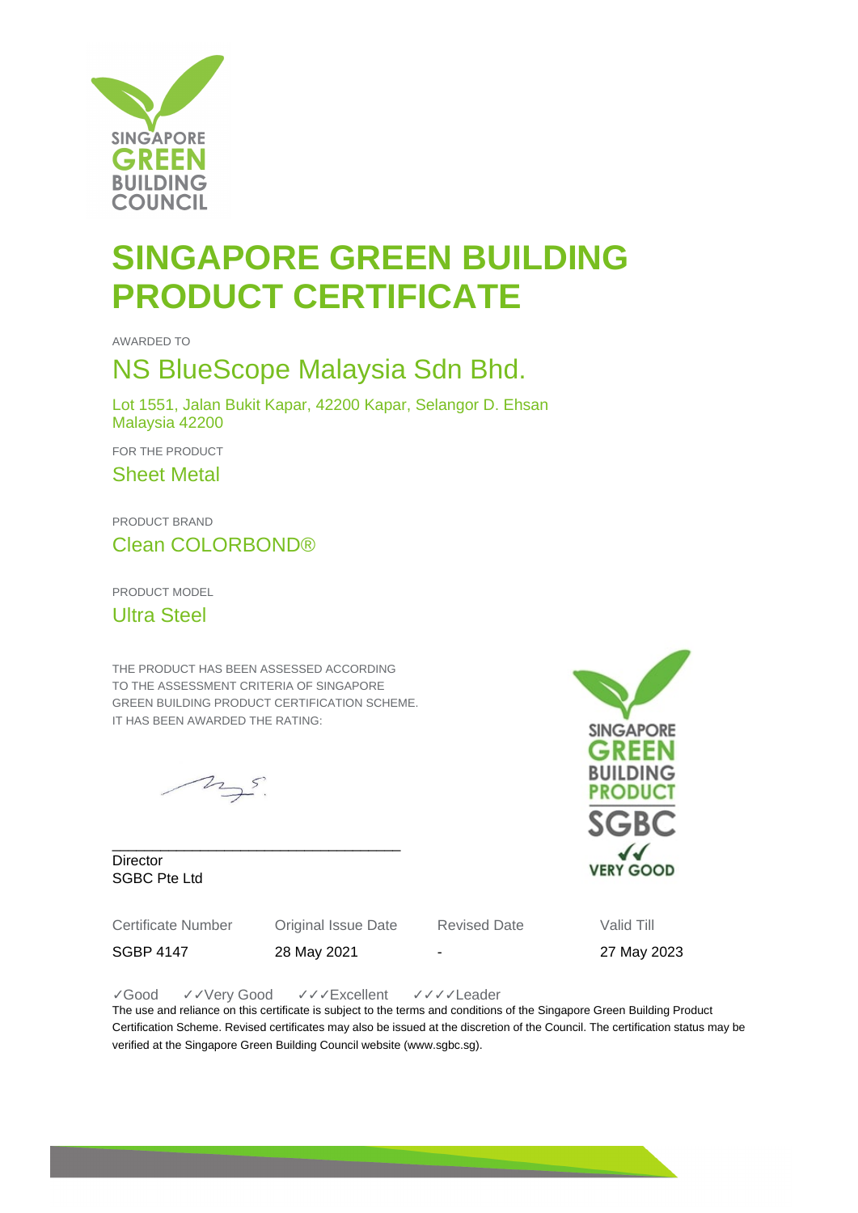# SINGAPORE GREEN BUILDING PRODUCT CERTIFICATE

AWARDED TO

## NS BlueScope Malaysia Sdn Bhd.

Lot 1551, Jalan Bukit Kapar, 42200 Kapar, Selangor D. Ehsan
Malaysia 42200

FOR THE PRODUCT

Sheet Metal

PRODUCT BRAND

Clean COLORBOND®

PRODUCT MODEL

Ultra Steel

THE PRODUCT HAS BEEN ASSESSED ACCORDING TO THE ASSESSMENT CRITERIA OF SINGAPORE GREEN BUILDING PRODUCT CERTIFICATION SCHEME. IT HAS BEEN AWARDED THE RATING:

SINGAPORE GREEN BUILDING PRODUCT SGBC ✓✓ VERY GOOD

Director
SGBC Pte Ltd

| Certificate Number | Original Issue Date | Revised Date | Valid Till |
|---|---|---|---|
| SGBP 4147 | 28 May 2021 | - | 27 May 2023 |

✓Good ✓✓Very Good ✓✓✓Excellent ✓✓✓✓Leader

The use and reliance on this certificate is subject to the terms and conditions of the Singapore Green Building Product Certification Scheme. Revised certificates may also be issued at the discretion of the Council. The certification status may be verified at the Singapore Green Building Council website (www.sgbc.sg).